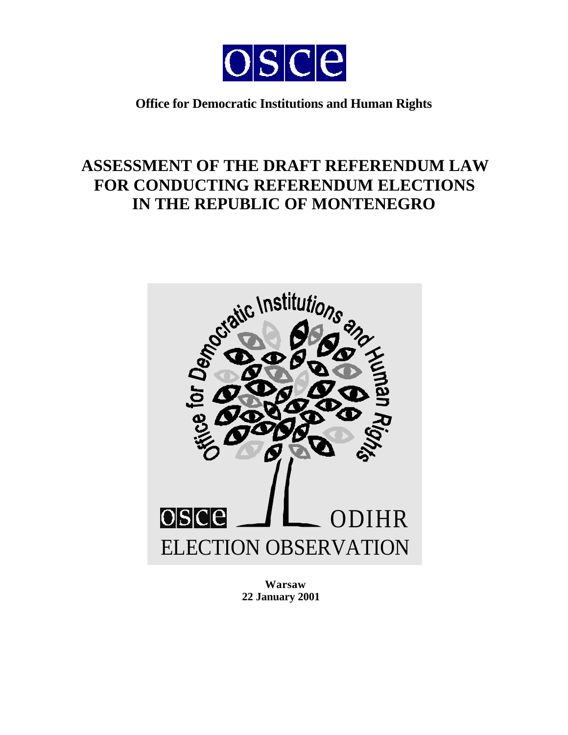**Office for Democratic Institutions and Human Rights**

# ASSESSMENT OF THE DRAFT REFERENDUM LAW FOR CONDUCTING REFERENDUM ELECTIONS IN THE REPUBLIC OF MONTENEGRO

**Warsaw**
**22 January 2001**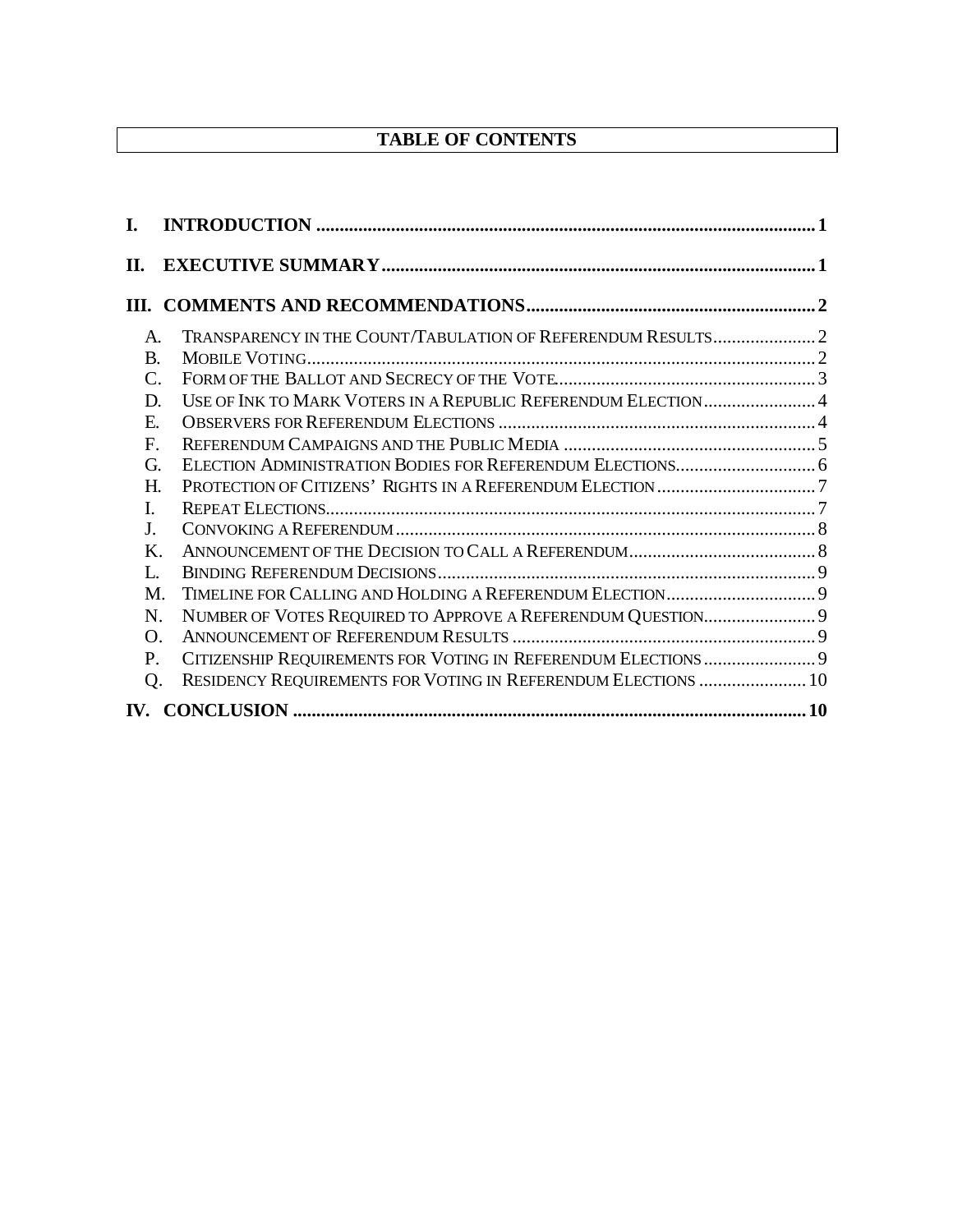## TABLE OF CONTENTS

**I. INTRODUCTION .......... 1**

**II. EXECUTIVE SUMMARY .......... 1**

**III. COMMENTS AND RECOMMENDATIONS .......... 2**

- A. Transparency in the Count/Tabulation of Referendum Results .......... 2
- B. Mobile Voting .......... 2
- C. Form of the Ballot and Secrecy of the Vote .......... 3
- D. Use of Ink to Mark Voters in a Republic Referendum Election .......... 4
- E. Observers for Referendum Elections .......... 4
- F. Referendum Campaigns and the Public Media .......... 5
- G. Election Administration Bodies for Referendum Elections .......... 6
- H. Protection of Citizens' Rights in a Referendum Election .......... 7
- I. Repeat Elections .......... 7
- J. Convoking a Referendum .......... 8
- K. Announcement of the Decision to Call a Referendum .......... 8
- L. Binding Referendum Decisions .......... 9
- M. Timeline for Calling and Holding a Referendum Election .......... 9
- N. Number of Votes Required to Approve a Referendum Question .......... 9
- O. Announcement of Referendum Results .......... 9
- P. Citizenship Requirements for Voting in Referendum Elections .......... 9
- Q. Residency Requirements for Voting in Referendum Elections .......... 10

**IV. CONCLUSION .......... 10**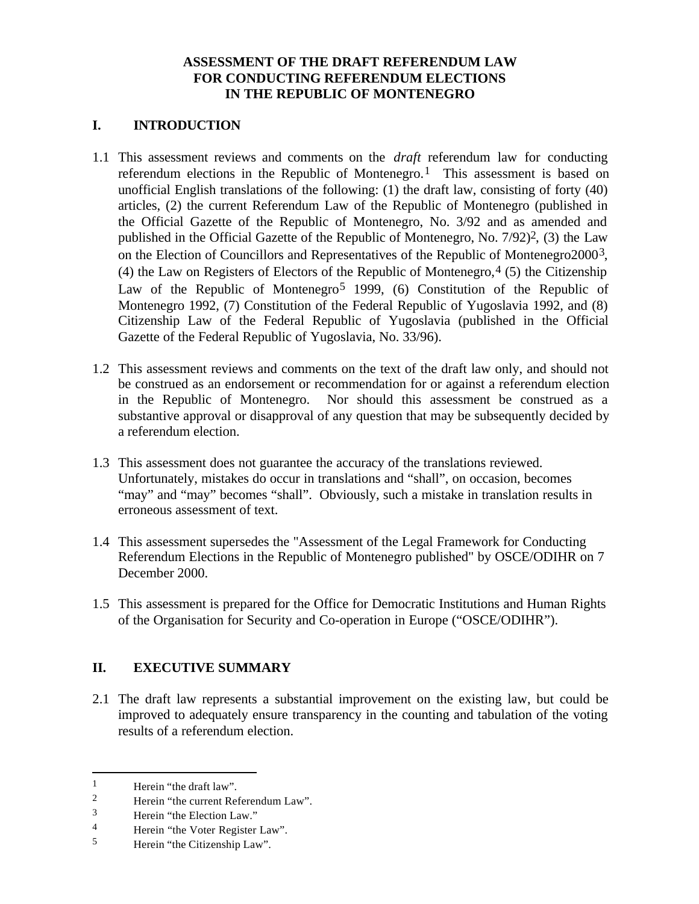# ASSESSMENT OF THE DRAFT REFERENDUM LAW FOR CONDUCTING REFERENDUM ELECTIONS IN THE REPUBLIC OF MONTENEGRO

## I. INTRODUCTION

1.1 This assessment reviews and comments on the *draft* referendum law for conducting referendum elections in the Republic of Montenegro.[1] This assessment is based on unofficial English translations of the following: (1) the draft law, consisting of forty (40) articles, (2) the current Referendum Law of the Republic of Montenegro (published in the Official Gazette of the Republic of Montenegro, No. 3/92 and as amended and published in the Official Gazette of the Republic of Montenegro, No. 7/92)[2], (3) the Law on the Election of Councillors and Representatives of the Republic of Montenegro2000[3], (4) the Law on Registers of Electors of the Republic of Montenegro,[4] (5) the Citizenship Law of the Republic of Montenegro[5] 1999, (6) Constitution of the Republic of Montenegro 1992, (7) Constitution of the Federal Republic of Yugoslavia 1992, and (8) Citizenship Law of the Federal Republic of Yugoslavia (published in the Official Gazette of the Federal Republic of Yugoslavia, No. 33/96).

1.2 This assessment reviews and comments on the text of the draft law only, and should not be construed as an endorsement or recommendation for or against a referendum election in the Republic of Montenegro. Nor should this assessment be construed as a substantive approval or disapproval of any question that may be subsequently decided by a referendum election.

1.3 This assessment does not guarantee the accuracy of the translations reviewed. Unfortunately, mistakes do occur in translations and "shall", on occasion, becomes "may" and "may" becomes "shall". Obviously, such a mistake in translation results in erroneous assessment of text.

1.4 This assessment supersedes the "Assessment of the Legal Framework for Conducting Referendum Elections in the Republic of Montenegro published" by OSCE/ODIHR on 7 December 2000.

1.5 This assessment is prepared for the Office for Democratic Institutions and Human Rights of the Organisation for Security and Co-operation in Europe ("OSCE/ODIHR").

## II. EXECUTIVE SUMMARY

2.1 The draft law represents a substantial improvement on the existing law, but could be improved to adequately ensure transparency in the counting and tabulation of the voting results of a referendum election.

---

[1] Herein "the draft law".

[2] Herein "the current Referendum Law".

[3] Herein "the Election Law."

[4] Herein "the Voter Register Law".

[5] Herein "the Citizenship Law".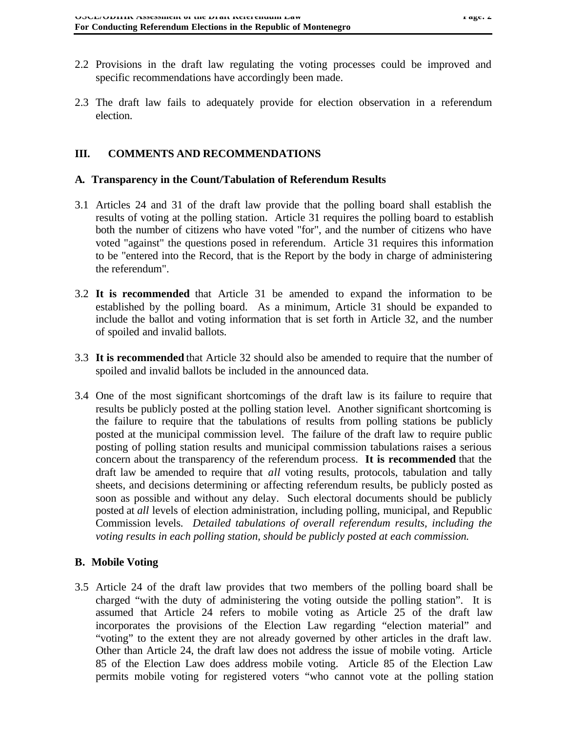2.2 Provisions in the draft law regulating the voting processes could be improved and specific recommendations have accordingly been made.

2.3 The draft law fails to adequately provide for election observation in a referendum election.

## III. COMMENTS AND RECOMMENDATIONS

### A. Transparency in the Count/Tabulation of Referendum Results

3.1 Articles 24 and 31 of the draft law provide that the polling board shall establish the results of voting at the polling station. Article 31 requires the polling board to establish both the number of citizens who have voted "for", and the number of citizens who have voted "against" the questions posed in referendum. Article 31 requires this information to be "entered into the Record, that is the Report by the body in charge of administering the referendum".

3.2 **It is recommended** that Article 31 be amended to expand the information to be established by the polling board. As a minimum, Article 31 should be expanded to include the ballot and voting information that is set forth in Article 32, and the number of spoiled and invalid ballots.

3.3 **It is recommended** that Article 32 should also be amended to require that the number of spoiled and invalid ballots be included in the announced data.

3.4 One of the most significant shortcomings of the draft law is its failure to require that results be publicly posted at the polling station level. Another significant shortcoming is the failure to require that the tabulations of results from polling stations be publicly posted at the municipal commission level. The failure of the draft law to require public posting of polling station results and municipal commission tabulations raises a serious concern about the transparency of the referendum process. **It is recommended** that the draft law be amended to require that *all* voting results, protocols, tabulation and tally sheets, and decisions determining or affecting referendum results, be publicly posted as soon as possible and without any delay. Such electoral documents should be publicly posted at *all* levels of election administration, including polling, municipal, and Republic Commission levels. *Detailed tabulations of overall referendum results, including the voting results in each polling station, should be publicly posted at each commission.*

### B. Mobile Voting

3.5 Article 24 of the draft law provides that two members of the polling board shall be charged "with the duty of administering the voting outside the polling station". It is assumed that Article 24 refers to mobile voting as Article 25 of the draft law incorporates the provisions of the Election Law regarding "election material" and "voting" to the extent they are not already governed by other articles in the draft law. Other than Article 24, the draft law does not address the issue of mobile voting. Article 85 of the Election Law does address mobile voting. Article 85 of the Election Law permits mobile voting for registered voters "who cannot vote at the polling station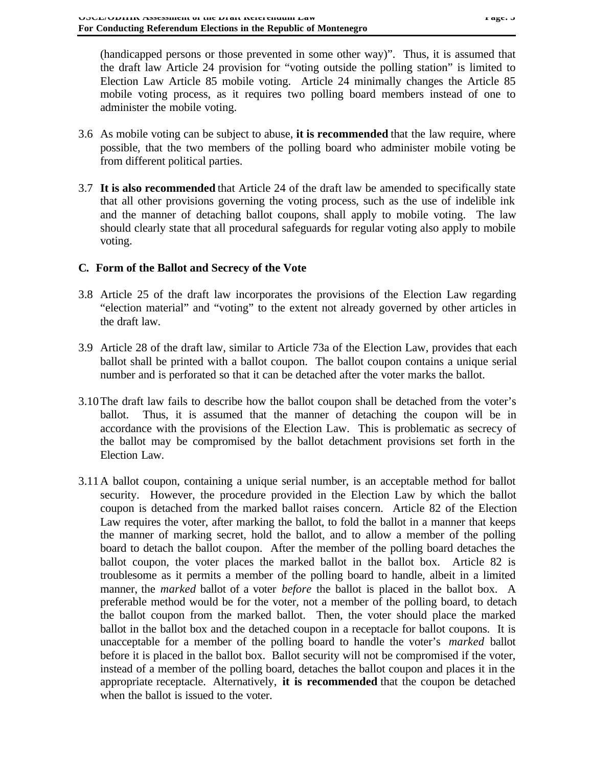(handicapped persons or those prevented in some other way)". Thus, it is assumed that the draft law Article 24 provision for "voting outside the polling station" is limited to Election Law Article 85 mobile voting. Article 24 minimally changes the Article 85 mobile voting process, as it requires two polling board members instead of one to administer the mobile voting.

3.6 As mobile voting can be subject to abuse, **it is recommended** that the law require, where possible, that the two members of the polling board who administer mobile voting be from different political parties.

3.7 **It is also recommended** that Article 24 of the draft law be amended to specifically state that all other provisions governing the voting process, such as the use of indelible ink and the manner of detaching ballot coupons, shall apply to mobile voting. The law should clearly state that all procedural safeguards for regular voting also apply to mobile voting.

### C. Form of the Ballot and Secrecy of the Vote

3.8 Article 25 of the draft law incorporates the provisions of the Election Law regarding "election material" and "voting" to the extent not already governed by other articles in the draft law.

3.9 Article 28 of the draft law, similar to Article 73a of the Election Law, provides that each ballot shall be printed with a ballot coupon. The ballot coupon contains a unique serial number and is perforated so that it can be detached after the voter marks the ballot.

3.10 The draft law fails to describe how the ballot coupon shall be detached from the voter's ballot. Thus, it is assumed that the manner of detaching the coupon will be in accordance with the provisions of the Election Law. This is problematic as secrecy of the ballot may be compromised by the ballot detachment provisions set forth in the Election Law.

3.11 A ballot coupon, containing a unique serial number, is an acceptable method for ballot security. However, the procedure provided in the Election Law by which the ballot coupon is detached from the marked ballot raises concern. Article 82 of the Election Law requires the voter, after marking the ballot, to fold the ballot in a manner that keeps the manner of marking secret, hold the ballot, and to allow a member of the polling board to detach the ballot coupon. After the member of the polling board detaches the ballot coupon, the voter places the marked ballot in the ballot box. Article 82 is troublesome as it permits a member of the polling board to handle, albeit in a limited manner, the *marked* ballot of a voter *before* the ballot is placed in the ballot box. A preferable method would be for the voter, not a member of the polling board, to detach the ballot coupon from the marked ballot. Then, the voter should place the marked ballot in the ballot box and the detached coupon in a receptacle for ballot coupons. It is unacceptable for a member of the polling board to handle the voter's *marked* ballot before it is placed in the ballot box. Ballot security will not be compromised if the voter, instead of a member of the polling board, detaches the ballot coupon and places it in the appropriate receptacle. Alternatively, **it is recommended** that the coupon be detached when the ballot is issued to the voter.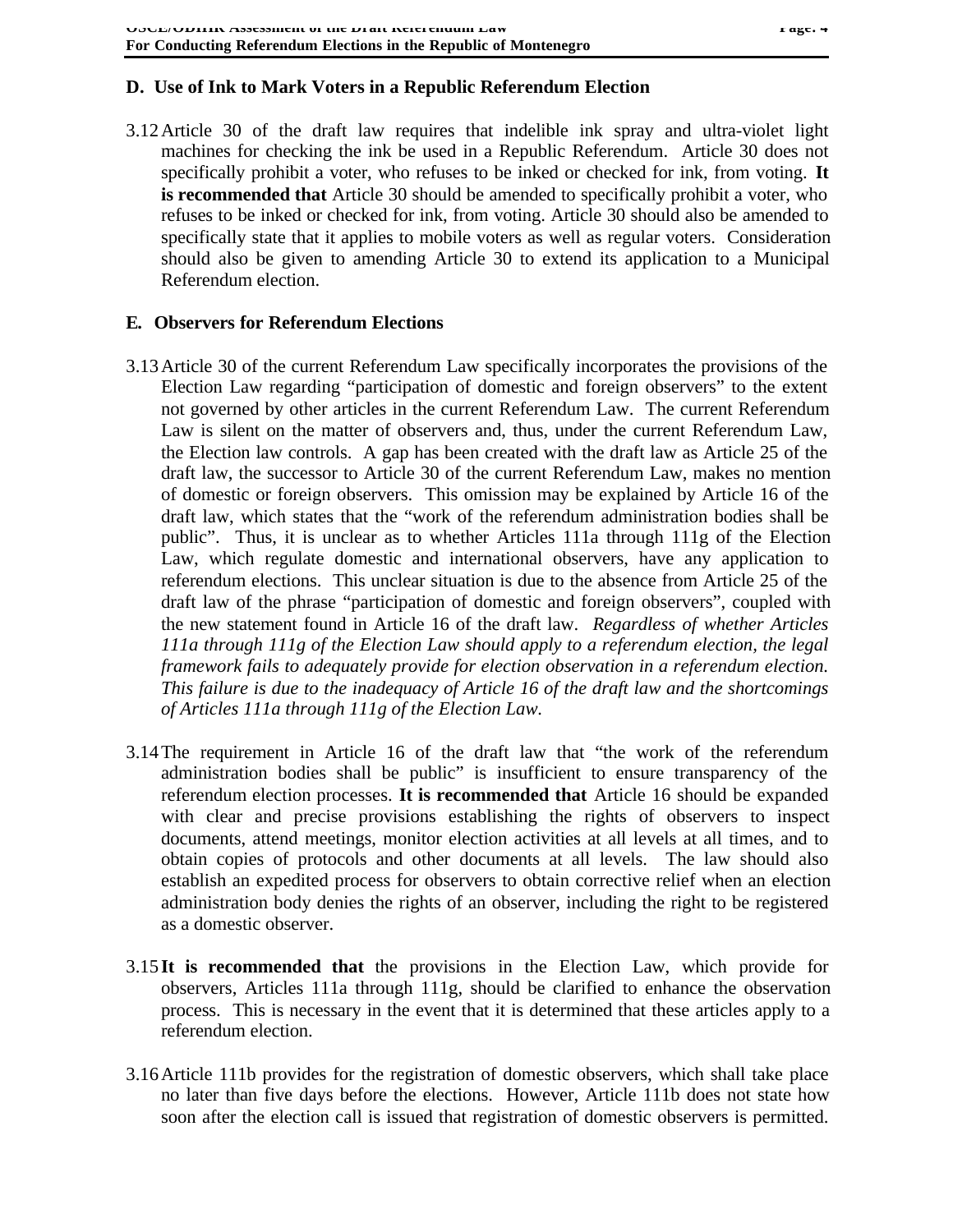## D. Use of Ink to Mark Voters in a Republic Referendum Election

3.12 Article 30 of the draft law requires that indelible ink spray and ultra-violet light machines for checking the ink be used in a Republic Referendum. Article 30 does not specifically prohibit a voter, who refuses to be inked or checked for ink, from voting. **It is recommended that** Article 30 should be amended to specifically prohibit a voter, who refuses to be inked or checked for ink, from voting. Article 30 should also be amended to specifically state that it applies to mobile voters as well as regular voters. Consideration should also be given to amending Article 30 to extend its application to a Municipal Referendum election.

## E. Observers for Referendum Elections

3.13 Article 30 of the current Referendum Law specifically incorporates the provisions of the Election Law regarding "participation of domestic and foreign observers" to the extent not governed by other articles in the current Referendum Law. The current Referendum Law is silent on the matter of observers and, thus, under the current Referendum Law, the Election law controls. A gap has been created with the draft law as Article 25 of the draft law, the successor to Article 30 of the current Referendum Law, makes no mention of domestic or foreign observers. This omission may be explained by Article 16 of the draft law, which states that the "work of the referendum administration bodies shall be public". Thus, it is unclear as to whether Articles 111a through 111g of the Election Law, which regulate domestic and international observers, have any application to referendum elections. This unclear situation is due to the absence from Article 25 of the draft law of the phrase "participation of domestic and foreign observers", coupled with the new statement found in Article 16 of the draft law. *Regardless of whether Articles 111a through 111g of the Election Law should apply to a referendum election, the legal framework fails to adequately provide for election observation in a referendum election. This failure is due to the inadequacy of Article 16 of the draft law and the shortcomings of Articles 111a through 111g of the Election Law.*

3.14 The requirement in Article 16 of the draft law that "the work of the referendum administration bodies shall be public" is insufficient to ensure transparency of the referendum election processes. **It is recommended that** Article 16 should be expanded with clear and precise provisions establishing the rights of observers to inspect documents, attend meetings, monitor election activities at all levels at all times, and to obtain copies of protocols and other documents at all levels. The law should also establish an expedited process for observers to obtain corrective relief when an election administration body denies the rights of an observer, including the right to be registered as a domestic observer.

3.15 **It is recommended that** the provisions in the Election Law, which provide for observers, Articles 111a through 111g, should be clarified to enhance the observation process. This is necessary in the event that it is determined that these articles apply to a referendum election.

3.16 Article 111b provides for the registration of domestic observers, which shall take place no later than five days before the elections. However, Article 111b does not state how soon after the election call is issued that registration of domestic observers is permitted.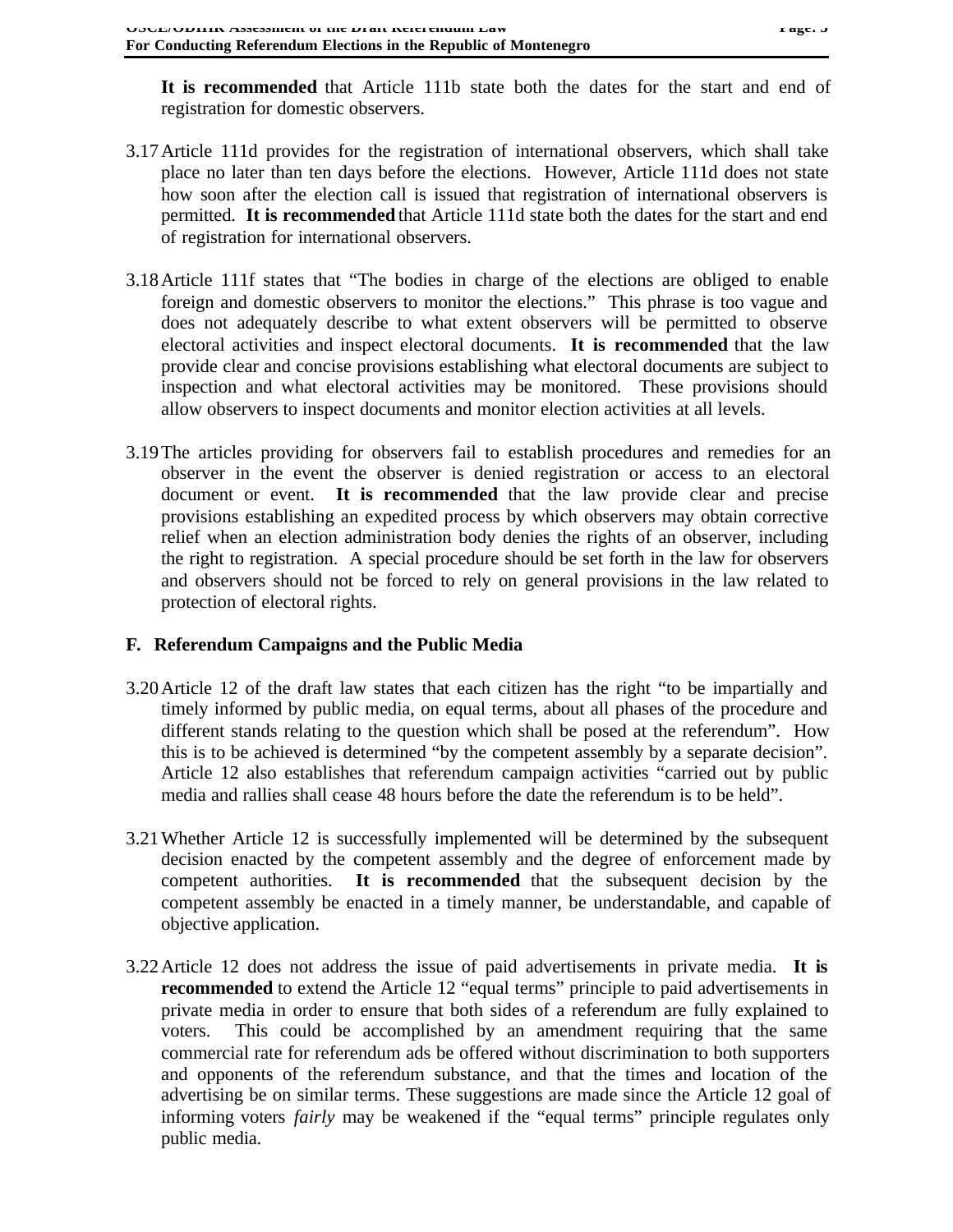**It is recommended** that Article 111b state both the dates for the start and end of registration for domestic observers.

3.17 Article 111d provides for the registration of international observers, which shall take place no later than ten days before the elections. However, Article 111d does not state how soon after the election call is issued that registration of international observers is permitted. **It is recommended** that Article 111d state both the dates for the start and end of registration for international observers.

3.18 Article 111f states that "The bodies in charge of the elections are obliged to enable foreign and domestic observers to monitor the elections." This phrase is too vague and does not adequately describe to what extent observers will be permitted to observe electoral activities and inspect electoral documents. **It is recommended** that the law provide clear and concise provisions establishing what electoral documents are subject to inspection and what electoral activities may be monitored. These provisions should allow observers to inspect documents and monitor election activities at all levels.

3.19 The articles providing for observers fail to establish procedures and remedies for an observer in the event the observer is denied registration or access to an electoral document or event. **It is recommended** that the law provide clear and precise provisions establishing an expedited process by which observers may obtain corrective relief when an election administration body denies the rights of an observer, including the right to registration. A special procedure should be set forth in the law for observers and observers should not be forced to rely on general provisions in the law related to protection of electoral rights.

### F. Referendum Campaigns and the Public Media

3.20 Article 12 of the draft law states that each citizen has the right "to be impartially and timely informed by public media, on equal terms, about all phases of the procedure and different stands relating to the question which shall be posed at the referendum". How this is to be achieved is determined "by the competent assembly by a separate decision". Article 12 also establishes that referendum campaign activities "carried out by public media and rallies shall cease 48 hours before the date the referendum is to be held".

3.21 Whether Article 12 is successfully implemented will be determined by the subsequent decision enacted by the competent assembly and the degree of enforcement made by competent authorities. **It is recommended** that the subsequent decision by the competent assembly be enacted in a timely manner, be understandable, and capable of objective application.

3.22 Article 12 does not address the issue of paid advertisements in private media. **It is recommended** to extend the Article 12 "equal terms" principle to paid advertisements in private media in order to ensure that both sides of a referendum are fully explained to voters. This could be accomplished by an amendment requiring that the same commercial rate for referendum ads be offered without discrimination to both supporters and opponents of the referendum substance, and that the times and location of the advertising be on similar terms. These suggestions are made since the Article 12 goal of informing voters *fairly* may be weakened if the "equal terms" principle regulates only public media.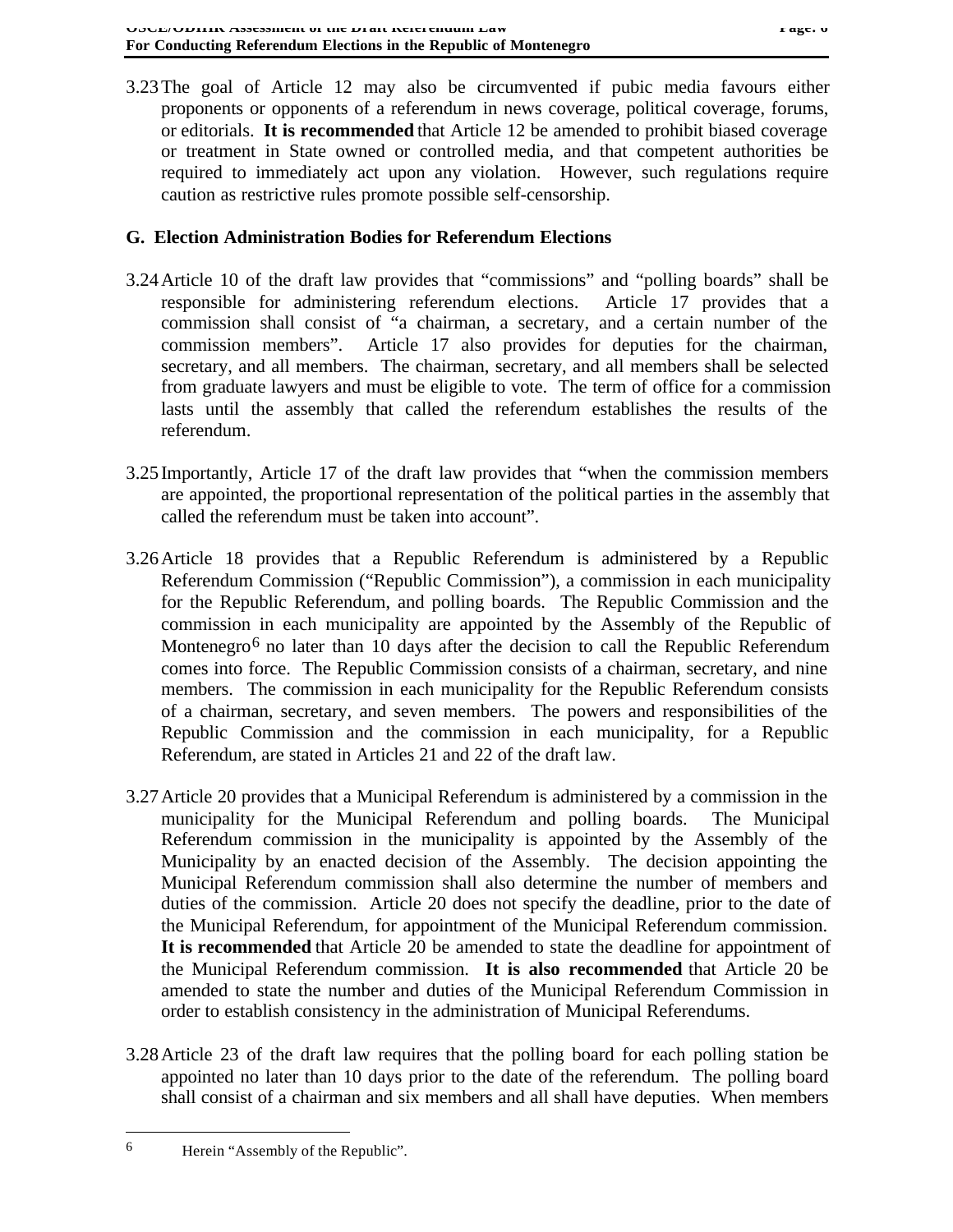3.23 The goal of Article 12 may also be circumvented if pubic media favours either proponents or opponents of a referendum in news coverage, political coverage, forums, or editorials. **It is recommended** that Article 12 be amended to prohibit biased coverage or treatment in State owned or controlled media, and that competent authorities be required to immediately act upon any violation. However, such regulations require caution as restrictive rules promote possible self-censorship.

## G. Election Administration Bodies for Referendum Elections

3.24 Article 10 of the draft law provides that "commissions" and "polling boards" shall be responsible for administering referendum elections. Article 17 provides that a commission shall consist of "a chairman, a secretary, and a certain number of the commission members". Article 17 also provides for deputies for the chairman, secretary, and all members. The chairman, secretary, and all members shall be selected from graduate lawyers and must be eligible to vote. The term of office for a commission lasts until the assembly that called the referendum establishes the results of the referendum.

3.25 Importantly, Article 17 of the draft law provides that "when the commission members are appointed, the proportional representation of the political parties in the assembly that called the referendum must be taken into account".

3.26 Article 18 provides that a Republic Referendum is administered by a Republic Referendum Commission ("Republic Commission"), a commission in each municipality for the Republic Referendum, and polling boards. The Republic Commission and the commission in each municipality are appointed by the Assembly of the Republic of Montenegro[6] no later than 10 days after the decision to call the Republic Referendum comes into force. The Republic Commission consists of a chairman, secretary, and nine members. The commission in each municipality for the Republic Referendum consists of a chairman, secretary, and seven members. The powers and responsibilities of the Republic Commission and the commission in each municipality, for a Republic Referendum, are stated in Articles 21 and 22 of the draft law.

3.27 Article 20 provides that a Municipal Referendum is administered by a commission in the municipality for the Municipal Referendum and polling boards. The Municipal Referendum commission in the municipality is appointed by the Assembly of the Municipality by an enacted decision of the Assembly. The decision appointing the Municipal Referendum commission shall also determine the number of members and duties of the commission. Article 20 does not specify the deadline, prior to the date of the Municipal Referendum, for appointment of the Municipal Referendum commission. **It is recommended** that Article 20 be amended to state the deadline for appointment of the Municipal Referendum commission. **It is also recommended** that Article 20 be amended to state the number and duties of the Municipal Referendum Commission in order to establish consistency in the administration of Municipal Referendums.

3.28 Article 23 of the draft law requires that the polling board for each polling station be appointed no later than 10 days prior to the date of the referendum. The polling board shall consist of a chairman and six members and all shall have deputies. When members

[6] Herein "Assembly of the Republic".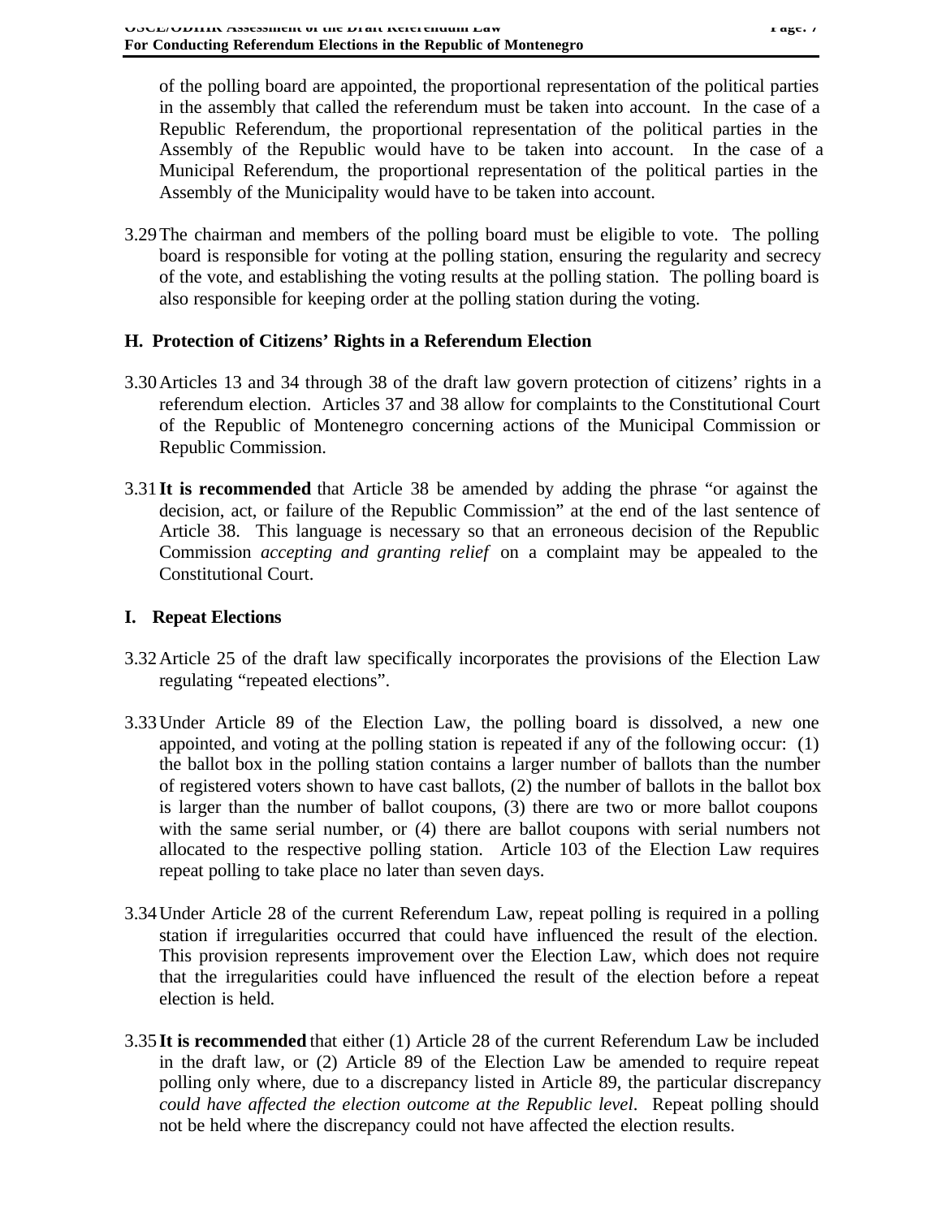of the polling board are appointed, the proportional representation of the political parties in the assembly that called the referendum must be taken into account. In the case of a Republic Referendum, the proportional representation of the political parties in the Assembly of the Republic would have to be taken into account. In the case of a Municipal Referendum, the proportional representation of the political parties in the Assembly of the Municipality would have to be taken into account.

3.29 The chairman and members of the polling board must be eligible to vote. The polling board is responsible for voting at the polling station, ensuring the regularity and secrecy of the vote, and establishing the voting results at the polling station. The polling board is also responsible for keeping order at the polling station during the voting.

## H. Protection of Citizens' Rights in a Referendum Election

3.30 Articles 13 and 34 through 38 of the draft law govern protection of citizens' rights in a referendum election. Articles 37 and 38 allow for complaints to the Constitutional Court of the Republic of Montenegro concerning actions of the Municipal Commission or Republic Commission.

3.31 **It is recommended** that Article 38 be amended by adding the phrase "or against the decision, act, or failure of the Republic Commission" at the end of the last sentence of Article 38. This language is necessary so that an erroneous decision of the Republic Commission *accepting and granting relief* on a complaint may be appealed to the Constitutional Court.

## I. Repeat Elections

3.32 Article 25 of the draft law specifically incorporates the provisions of the Election Law regulating "repeated elections".

3.33 Under Article 89 of the Election Law, the polling board is dissolved, a new one appointed, and voting at the polling station is repeated if any of the following occur: (1) the ballot box in the polling station contains a larger number of ballots than the number of registered voters shown to have cast ballots, (2) the number of ballots in the ballot box is larger than the number of ballot coupons, (3) there are two or more ballot coupons with the same serial number, or (4) there are ballot coupons with serial numbers not allocated to the respective polling station. Article 103 of the Election Law requires repeat polling to take place no later than seven days.

3.34 Under Article 28 of the current Referendum Law, repeat polling is required in a polling station if irregularities occurred that could have influenced the result of the election. This provision represents improvement over the Election Law, which does not require that the irregularities could have influenced the result of the election before a repeat election is held.

3.35 **It is recommended** that either (1) Article 28 of the current Referendum Law be included in the draft law, or (2) Article 89 of the Election Law be amended to require repeat polling only where, due to a discrepancy listed in Article 89, the particular discrepancy *could have affected the election outcome at the Republic level*. Repeat polling should not be held where the discrepancy could not have affected the election results.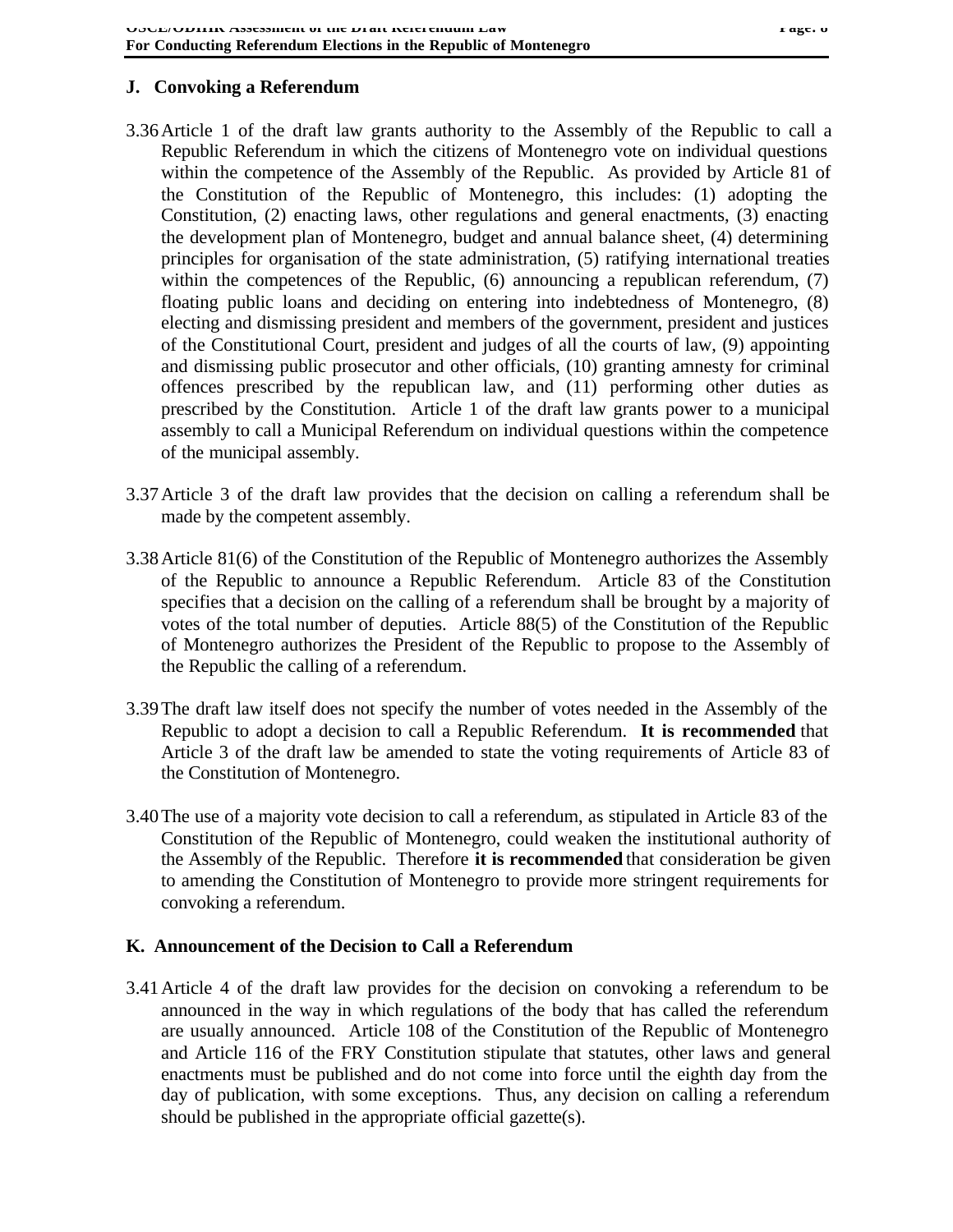## J. Convoking a Referendum

3.36 Article 1 of the draft law grants authority to the Assembly of the Republic to call a Republic Referendum in which the citizens of Montenegro vote on individual questions within the competence of the Assembly of the Republic. As provided by Article 81 of the Constitution of the Republic of Montenegro, this includes: (1) adopting the Constitution, (2) enacting laws, other regulations and general enactments, (3) enacting the development plan of Montenegro, budget and annual balance sheet, (4) determining principles for organisation of the state administration, (5) ratifying international treaties within the competences of the Republic, (6) announcing a republican referendum, (7) floating public loans and deciding on entering into indebtedness of Montenegro, (8) electing and dismissing president and members of the government, president and justices of the Constitutional Court, president and judges of all the courts of law, (9) appointing and dismissing public prosecutor and other officials, (10) granting amnesty for criminal offences prescribed by the republican law, and (11) performing other duties as prescribed by the Constitution. Article 1 of the draft law grants power to a municipal assembly to call a Municipal Referendum on individual questions within the competence of the municipal assembly.

3.37 Article 3 of the draft law provides that the decision on calling a referendum shall be made by the competent assembly.

3.38 Article 81(6) of the Constitution of the Republic of Montenegro authorizes the Assembly of the Republic to announce a Republic Referendum. Article 83 of the Constitution specifies that a decision on the calling of a referendum shall be brought by a majority of votes of the total number of deputies. Article 88(5) of the Constitution of the Republic of Montenegro authorizes the President of the Republic to propose to the Assembly of the Republic the calling of a referendum.

3.39 The draft law itself does not specify the number of votes needed in the Assembly of the Republic to adopt a decision to call a Republic Referendum. **It is recommended** that Article 3 of the draft law be amended to state the voting requirements of Article 83 of the Constitution of Montenegro.

3.40 The use of a majority vote decision to call a referendum, as stipulated in Article 83 of the Constitution of the Republic of Montenegro, could weaken the institutional authority of the Assembly of the Republic. Therefore **it is recommended** that consideration be given to amending the Constitution of Montenegro to provide more stringent requirements for convoking a referendum.

## K. Announcement of the Decision to Call a Referendum

3.41 Article 4 of the draft law provides for the decision on convoking a referendum to be announced in the way in which regulations of the body that has called the referendum are usually announced. Article 108 of the Constitution of the Republic of Montenegro and Article 116 of the FRY Constitution stipulate that statutes, other laws and general enactments must be published and do not come into force until the eighth day from the day of publication, with some exceptions. Thus, any decision on calling a referendum should be published in the appropriate official gazette(s).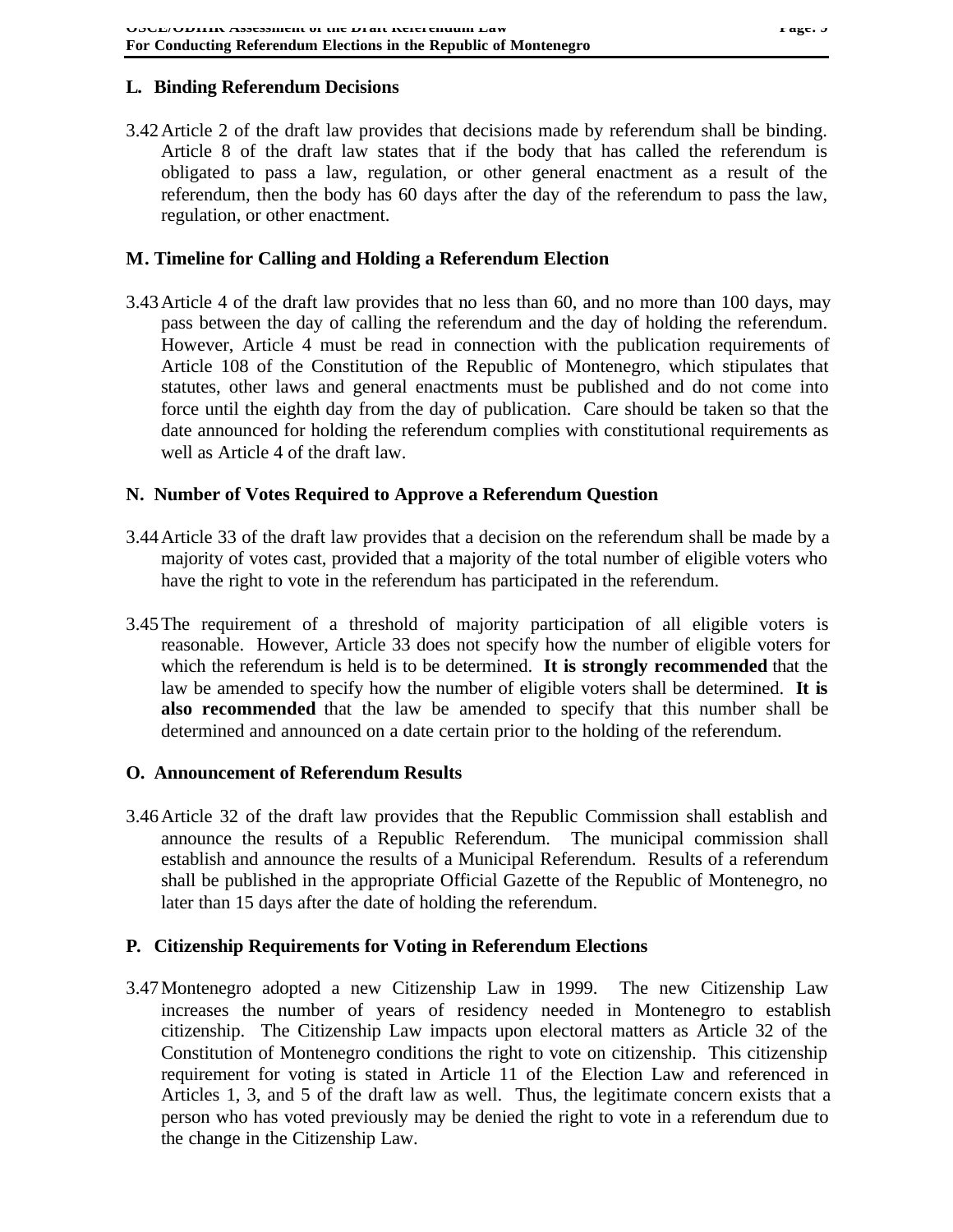### L. Binding Referendum Decisions

3.42 Article 2 of the draft law provides that decisions made by referendum shall be binding. Article 8 of the draft law states that if the body that has called the referendum is obligated to pass a law, regulation, or other general enactment as a result of the referendum, then the body has 60 days after the day of the referendum to pass the law, regulation, or other enactment.

### M. Timeline for Calling and Holding a Referendum Election

3.43 Article 4 of the draft law provides that no less than 60, and no more than 100 days, may pass between the day of calling the referendum and the day of holding the referendum. However, Article 4 must be read in connection with the publication requirements of Article 108 of the Constitution of the Republic of Montenegro, which stipulates that statutes, other laws and general enactments must be published and do not come into force until the eighth day from the day of publication. Care should be taken so that the date announced for holding the referendum complies with constitutional requirements as well as Article 4 of the draft law.

### N. Number of Votes Required to Approve a Referendum Question

3.44 Article 33 of the draft law provides that a decision on the referendum shall be made by a majority of votes cast, provided that a majority of the total number of eligible voters who have the right to vote in the referendum has participated in the referendum.

3.45 The requirement of a threshold of majority participation of all eligible voters is reasonable. However, Article 33 does not specify how the number of eligible voters for which the referendum is held is to be determined. **It is strongly recommended** that the law be amended to specify how the number of eligible voters shall be determined. **It is also recommended** that the law be amended to specify that this number shall be determined and announced on a date certain prior to the holding of the referendum.

### O. Announcement of Referendum Results

3.46 Article 32 of the draft law provides that the Republic Commission shall establish and announce the results of a Republic Referendum. The municipal commission shall establish and announce the results of a Municipal Referendum. Results of a referendum shall be published in the appropriate Official Gazette of the Republic of Montenegro, no later than 15 days after the date of holding the referendum.

### P. Citizenship Requirements for Voting in Referendum Elections

3.47 Montenegro adopted a new Citizenship Law in 1999. The new Citizenship Law increases the number of years of residency needed in Montenegro to establish citizenship. The Citizenship Law impacts upon electoral matters as Article 32 of the Constitution of Montenegro conditions the right to vote on citizenship. This citizenship requirement for voting is stated in Article 11 of the Election Law and referenced in Articles 1, 3, and 5 of the draft law as well. Thus, the legitimate concern exists that a person who has voted previously may be denied the right to vote in a referendum due to the change in the Citizenship Law.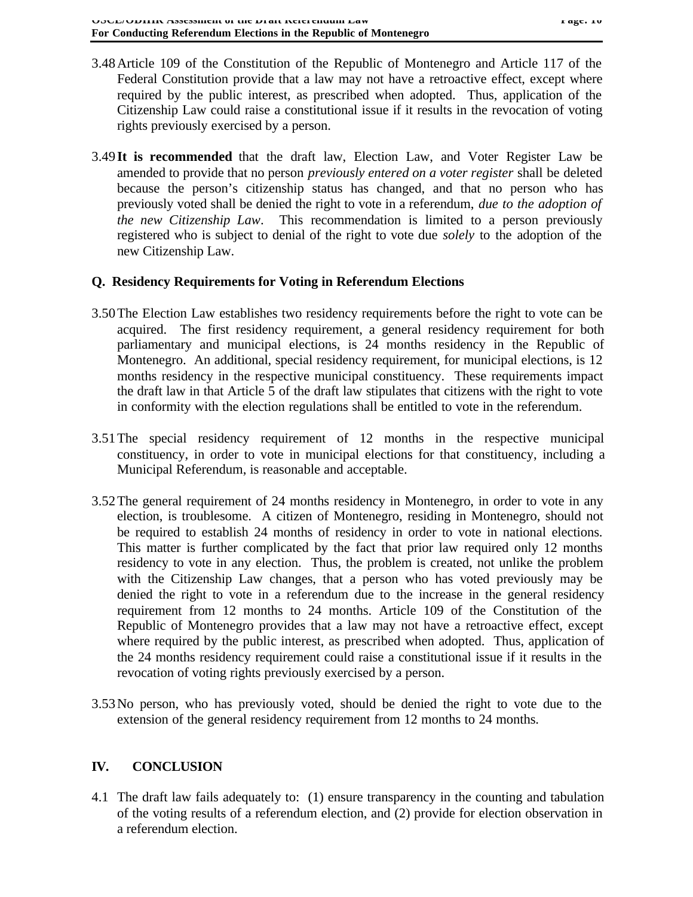3.48 Article 109 of the Constitution of the Republic of Montenegro and Article 117 of the Federal Constitution provide that a law may not have a retroactive effect, except where required by the public interest, as prescribed when adopted. Thus, application of the Citizenship Law could raise a constitutional issue if it results in the revocation of voting rights previously exercised by a person.

3.49 **It is recommended** that the draft law, Election Law, and Voter Register Law be amended to provide that no person *previously entered on a voter register* shall be deleted because the person's citizenship status has changed, and that no person who has previously voted shall be denied the right to vote in a referendum, *due to the adoption of the new Citizenship Law*. This recommendation is limited to a person previously registered who is subject to denial of the right to vote due *solely* to the adoption of the new Citizenship Law.

### Q. Residency Requirements for Voting in Referendum Elections

3.50 The Election Law establishes two residency requirements before the right to vote can be acquired. The first residency requirement, a general residency requirement for both parliamentary and municipal elections, is 24 months residency in the Republic of Montenegro. An additional, special residency requirement, for municipal elections, is 12 months residency in the respective municipal constituency. These requirements impact the draft law in that Article 5 of the draft law stipulates that citizens with the right to vote in conformity with the election regulations shall be entitled to vote in the referendum.

3.51 The special residency requirement of 12 months in the respective municipal constituency, in order to vote in municipal elections for that constituency, including a Municipal Referendum, is reasonable and acceptable.

3.52 The general requirement of 24 months residency in Montenegro, in order to vote in any election, is troublesome. A citizen of Montenegro, residing in Montenegro, should not be required to establish 24 months of residency in order to vote in national elections. This matter is further complicated by the fact that prior law required only 12 months residency to vote in any election. Thus, the problem is created, not unlike the problem with the Citizenship Law changes, that a person who has voted previously may be denied the right to vote in a referendum due to the increase in the general residency requirement from 12 months to 24 months. Article 109 of the Constitution of the Republic of Montenegro provides that a law may not have a retroactive effect, except where required by the public interest, as prescribed when adopted. Thus, application of the 24 months residency requirement could raise a constitutional issue if it results in the revocation of voting rights previously exercised by a person.

3.53 No person, who has previously voted, should be denied the right to vote due to the extension of the general residency requirement from 12 months to 24 months.

## IV. CONCLUSION

4.1 The draft law fails adequately to: (1) ensure transparency in the counting and tabulation of the voting results of a referendum election, and (2) provide for election observation in a referendum election.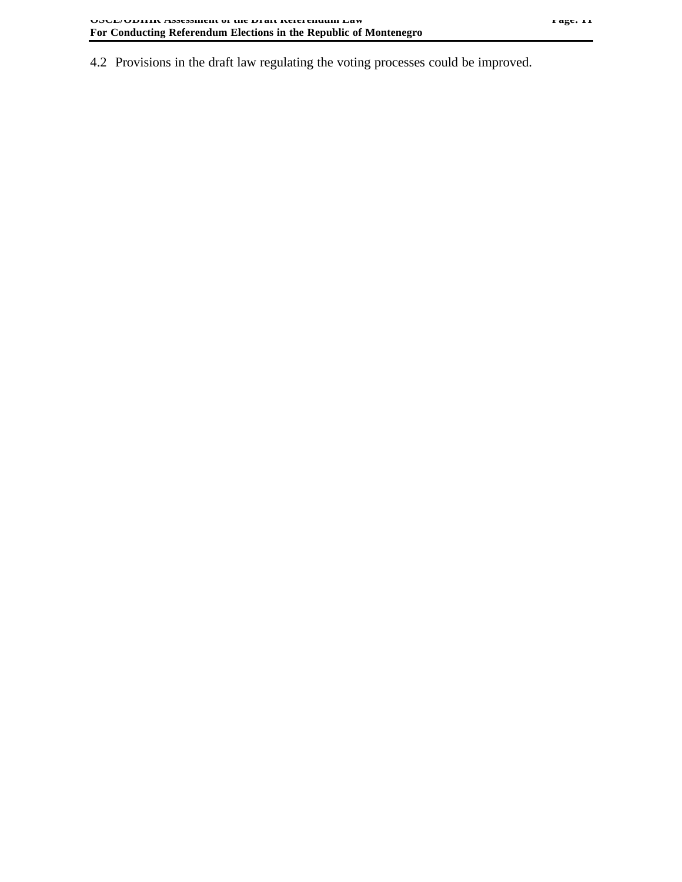4.2 Provisions in the draft law regulating the voting processes could be improved.